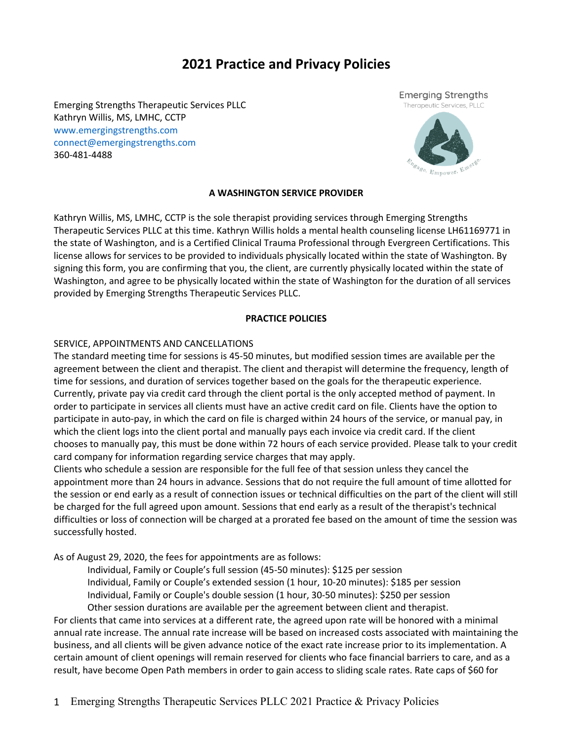# 2021 Practice and Privacy Policies

Emerging Strengths Therapeutic Services PLLC
Kathryn Willis, MS, LMHC, CCTP
www.emergingstrengths.com
connect@emergingstrengths.com
360-481-4488

Emerging Strengths
Therapeutic Services, PLLC

Engage. Empower. Emerge.

**A WASHINGTON SERVICE PROVIDER**

Kathryn Willis, MS, LMHC, CCTP is the sole therapist providing services through Emerging Strengths Therapeutic Services PLLC at this time. Kathryn Willis holds a mental health counseling license LH61169771 in the state of Washington, and is a Certified Clinical Trauma Professional through Evergreen Certifications. This license allows for services to be provided to individuals physically located within the state of Washington. By signing this form, you are confirming that you, the client, are currently physically located within the state of Washington, and agree to be physically located within the state of Washington for the duration of all services provided by Emerging Strengths Therapeutic Services PLLC.

**PRACTICE POLICIES**

SERVICE, APPOINTMENTS AND CANCELLATIONS

The standard meeting time for sessions is 45-50 minutes, but modified session times are available per the agreement between the client and therapist. The client and therapist will determine the frequency, length of time for sessions, and duration of services together based on the goals for the therapeutic experience. Currently, private pay via credit card through the client portal is the only accepted method of payment. In order to participate in services all clients must have an active credit card on file. Clients have the option to participate in auto-pay, in which the card on file is charged within 24 hours of the service, or manual pay, in which the client logs into the client portal and manually pays each invoice via credit card. If the client chooses to manually pay, this must be done within 72 hours of each service provided. Please talk to your credit card company for information regarding service charges that may apply.

Clients who schedule a session are responsible for the full fee of that session unless they cancel the appointment more than 24 hours in advance. Sessions that do not require the full amount of time allotted for the session or end early as a result of connection issues or technical difficulties on the part of the client will still be charged for the full agreed upon amount. Sessions that end early as a result of the therapist's technical difficulties or loss of connection will be charged at a prorated fee based on the amount of time the session was successfully hosted.

As of August 29, 2020, the fees for appointments are as follows:

- Individual, Family or Couple's full session (45-50 minutes): $125 per session
- Individual, Family or Couple's extended session (1 hour, 10-20 minutes): $185 per session
- Individual, Family or Couple's double session (1 hour, 30-50 minutes): $250 per session
- Other session durations are available per the agreement between client and therapist.

For clients that came into services at a different rate, the agreed upon rate will be honored with a minimal annual rate increase. The annual rate increase will be based on increased costs associated with maintaining the business, and all clients will be given advance notice of the exact rate increase prior to its implementation. A certain amount of client openings will remain reserved for clients who face financial barriers to care, and as a result, have become Open Path members in order to gain access to sliding scale rates. Rate caps of $60 for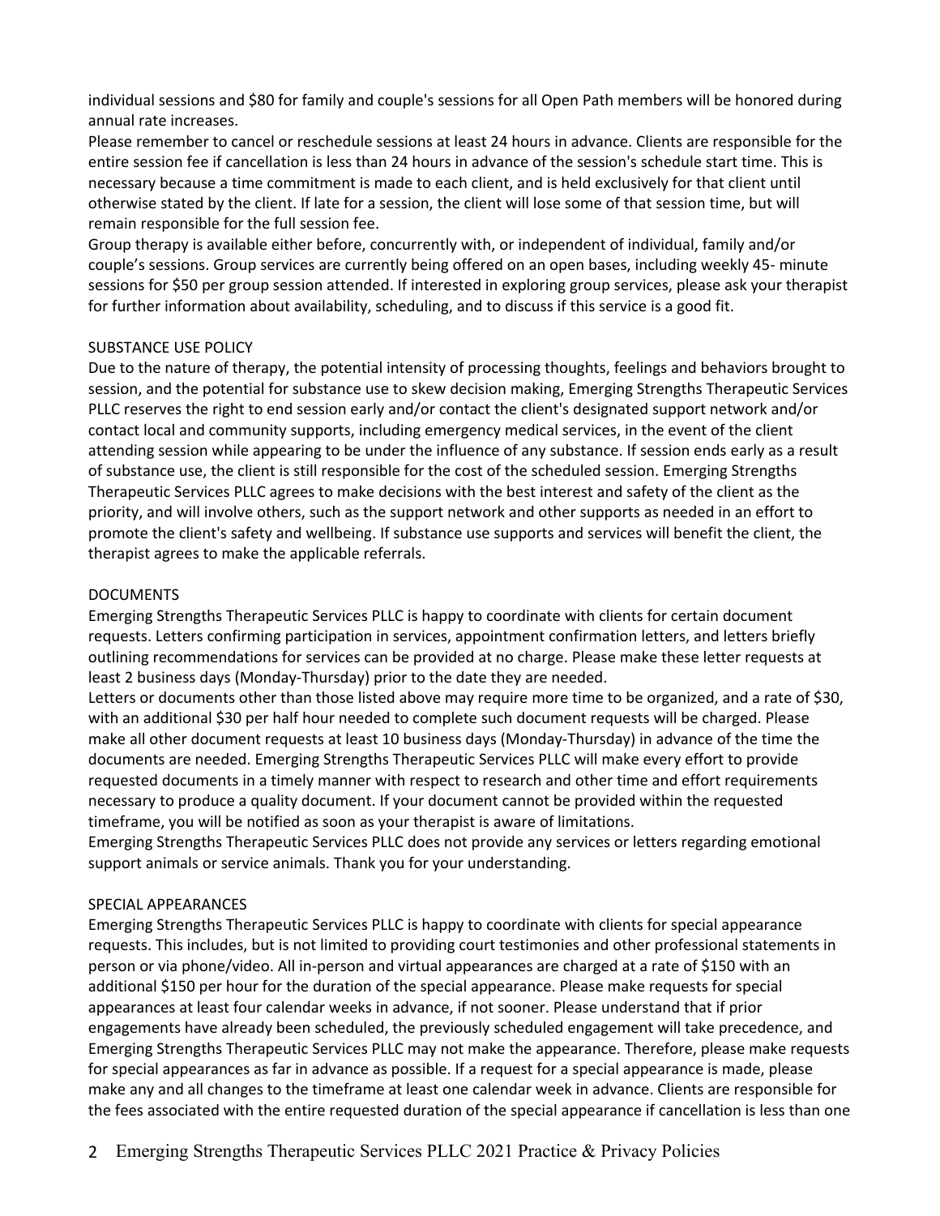individual sessions and $80 for family and couple's sessions for all Open Path members will be honored during annual rate increases.

Please remember to cancel or reschedule sessions at least 24 hours in advance. Clients are responsible for the entire session fee if cancellation is less than 24 hours in advance of the session's schedule start time. This is necessary because a time commitment is made to each client, and is held exclusively for that client until otherwise stated by the client. If late for a session, the client will lose some of that session time, but will remain responsible for the full session fee.

Group therapy is available either before, concurrently with, or independent of individual, family and/or couple's sessions. Group services are currently being offered on an open bases, including weekly 45- minute sessions for $50 per group session attended. If interested in exploring group services, please ask your therapist for further information about availability, scheduling, and to discuss if this service is a good fit.

## SUBSTANCE USE POLICY

Due to the nature of therapy, the potential intensity of processing thoughts, feelings and behaviors brought to session, and the potential for substance use to skew decision making, Emerging Strengths Therapeutic Services PLLC reserves the right to end session early and/or contact the client's designated support network and/or contact local and community supports, including emergency medical services, in the event of the client attending session while appearing to be under the influence of any substance. If session ends early as a result of substance use, the client is still responsible for the cost of the scheduled session. Emerging Strengths Therapeutic Services PLLC agrees to make decisions with the best interest and safety of the client as the priority, and will involve others, such as the support network and other supports as needed in an effort to promote the client's safety and wellbeing. If substance use supports and services will benefit the client, the therapist agrees to make the applicable referrals.

## DOCUMENTS

Emerging Strengths Therapeutic Services PLLC is happy to coordinate with clients for certain document requests. Letters confirming participation in services, appointment confirmation letters, and letters briefly outlining recommendations for services can be provided at no charge. Please make these letter requests at least 2 business days (Monday-Thursday) prior to the date they are needed.

Letters or documents other than those listed above may require more time to be organized, and a rate of $30, with an additional $30 per half hour needed to complete such document requests will be charged. Please make all other document requests at least 10 business days (Monday-Thursday) in advance of the time the documents are needed. Emerging Strengths Therapeutic Services PLLC will make every effort to provide requested documents in a timely manner with respect to research and other time and effort requirements necessary to produce a quality document. If your document cannot be provided within the requested timeframe, you will be notified as soon as your therapist is aware of limitations.

Emerging Strengths Therapeutic Services PLLC does not provide any services or letters regarding emotional support animals or service animals. Thank you for your understanding.

## SPECIAL APPEARANCES

Emerging Strengths Therapeutic Services PLLC is happy to coordinate with clients for special appearance requests. This includes, but is not limited to providing court testimonies and other professional statements in person or via phone/video. All in-person and virtual appearances are charged at a rate of $150 with an additional $150 per hour for the duration of the special appearance. Please make requests for special appearances at least four calendar weeks in advance, if not sooner. Please understand that if prior engagements have already been scheduled, the previously scheduled engagement will take precedence, and Emerging Strengths Therapeutic Services PLLC may not make the appearance. Therefore, please make requests for special appearances as far in advance as possible. If a request for a special appearance is made, please make any and all changes to the timeframe at least one calendar week in advance. Clients are responsible for the fees associated with the entire requested duration of the special appearance if cancellation is less than one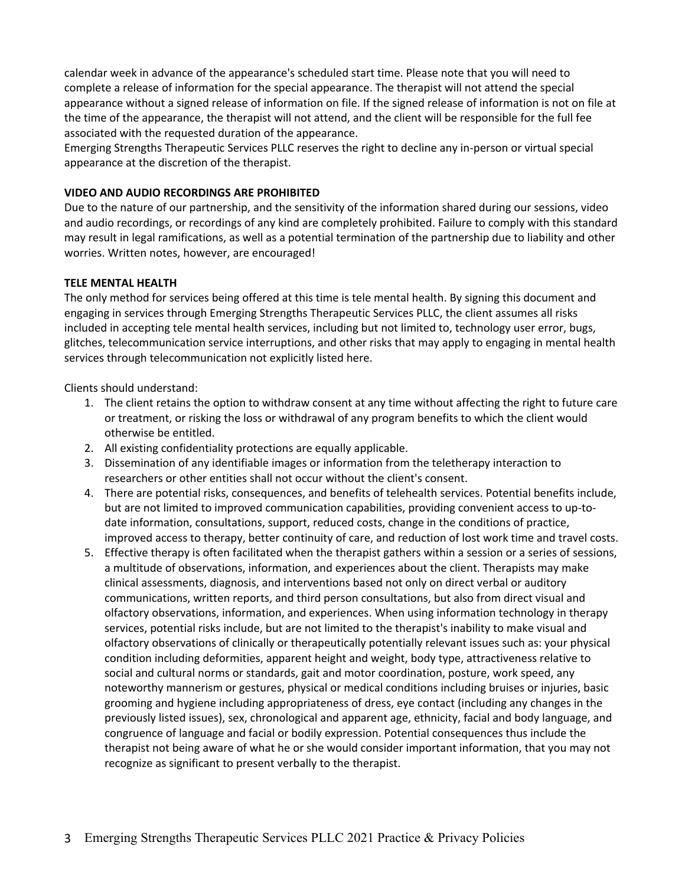calendar week in advance of the appearance's scheduled start time. Please note that you will need to complete a release of information for the special appearance. The therapist will not attend the special appearance without a signed release of information on file. If the signed release of information is not on file at the time of the appearance, the therapist will not attend, and the client will be responsible for the full fee associated with the requested duration of the appearance.

Emerging Strengths Therapeutic Services PLLC reserves the right to decline any in-person or virtual special appearance at the discretion of the therapist.

**VIDEO AND AUDIO RECORDINGS ARE PROHIBITED**

Due to the nature of our partnership, and the sensitivity of the information shared during our sessions, video and audio recordings, or recordings of any kind are completely prohibited. Failure to comply with this standard may result in legal ramifications, as well as a potential termination of the partnership due to liability and other worries. Written notes, however, are encouraged!

**TELE MENTAL HEALTH**

The only method for services being offered at this time is tele mental health. By signing this document and engaging in services through Emerging Strengths Therapeutic Services PLLC, the client assumes all risks included in accepting tele mental health services, including but not limited to, technology user error, bugs, glitches, telecommunication service interruptions, and other risks that may apply to engaging in mental health services through telecommunication not explicitly listed here.

Clients should understand:

1. The client retains the option to withdraw consent at any time without affecting the right to future care or treatment, or risking the loss or withdrawal of any program benefits to which the client would otherwise be entitled.
2. All existing confidentiality protections are equally applicable.
3. Dissemination of any identifiable images or information from the teletherapy interaction to researchers or other entities shall not occur without the client's consent.
4. There are potential risks, consequences, and benefits of telehealth services. Potential benefits include, but are not limited to improved communication capabilities, providing convenient access to up-to-date information, consultations, support, reduced costs, change in the conditions of practice, improved access to therapy, better continuity of care, and reduction of lost work time and travel costs.
5. Effective therapy is often facilitated when the therapist gathers within a session or a series of sessions, a multitude of observations, information, and experiences about the client. Therapists may make clinical assessments, diagnosis, and interventions based not only on direct verbal or auditory communications, written reports, and third person consultations, but also from direct visual and olfactory observations, information, and experiences. When using information technology in therapy services, potential risks include, but are not limited to the therapist's inability to make visual and olfactory observations of clinically or therapeutically potentially relevant issues such as: your physical condition including deformities, apparent height and weight, body type, attractiveness relative to social and cultural norms or standards, gait and motor coordination, posture, work speed, any noteworthy mannerism or gestures, physical or medical conditions including bruises or injuries, basic grooming and hygiene including appropriateness of dress, eye contact (including any changes in the previously listed issues), sex, chronological and apparent age, ethnicity, facial and body language, and congruence of language and facial or bodily expression. Potential consequences thus include the therapist not being aware of what he or she would consider important information, that you may not recognize as significant to present verbally to the therapist.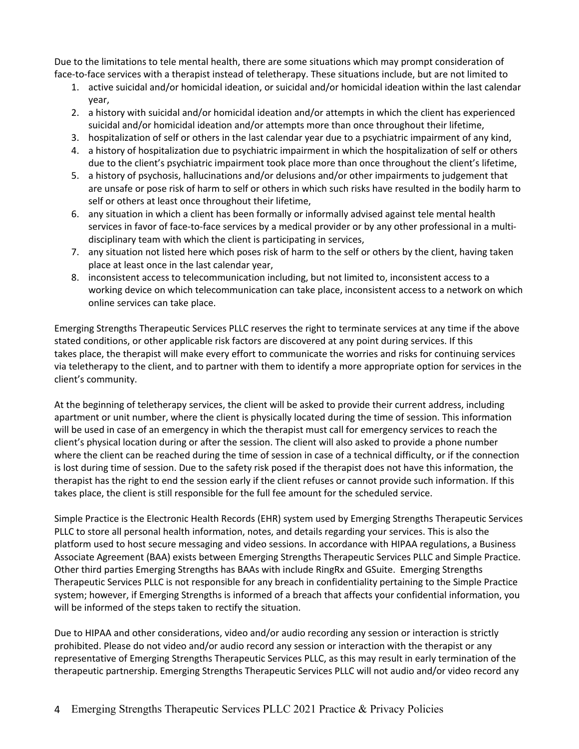Due to the limitations to tele mental health, there are some situations which may prompt consideration of face-to-face services with a therapist instead of teletherapy. These situations include, but are not limited to

1. active suicidal and/or homicidal ideation, or suicidal and/or homicidal ideation within the last calendar year,
2. a history with suicidal and/or homicidal ideation and/or attempts in which the client has experienced suicidal and/or homicidal ideation and/or attempts more than once throughout their lifetime,
3. hospitalization of self or others in the last calendar year due to a psychiatric impairment of any kind,
4. a history of hospitalization due to psychiatric impairment in which the hospitalization of self or others due to the client's psychiatric impairment took place more than once throughout the client's lifetime,
5. a history of psychosis, hallucinations and/or delusions and/or other impairments to judgement that are unsafe or pose risk of harm to self or others in which such risks have resulted in the bodily harm to self or others at least once throughout their lifetime,
6. any situation in which a client has been formally or informally advised against tele mental health services in favor of face-to-face services by a medical provider or by any other professional in a multi-disciplinary team with which the client is participating in services,
7. any situation not listed here which poses risk of harm to the self or others by the client, having taken place at least once in the last calendar year,
8. inconsistent access to telecommunication including, but not limited to, inconsistent access to a working device on which telecommunication can take place, inconsistent access to a network on which online services can take place.

Emerging Strengths Therapeutic Services PLLC reserves the right to terminate services at any time if the above stated conditions, or other applicable risk factors are discovered at any point during services. If this takes place, the therapist will make every effort to communicate the worries and risks for continuing services via teletherapy to the client, and to partner with them to identify a more appropriate option for services in the client's community.

At the beginning of teletherapy services, the client will be asked to provide their current address, including apartment or unit number, where the client is physically located during the time of session. This information will be used in case of an emergency in which the therapist must call for emergency services to reach the client's physical location during or after the session. The client will also asked to provide a phone number where the client can be reached during the time of session in case of a technical difficulty, or if the connection is lost during time of session. Due to the safety risk posed if the therapist does not have this information, the therapist has the right to end the session early if the client refuses or cannot provide such information. If this takes place, the client is still responsible for the full fee amount for the scheduled service.

Simple Practice is the Electronic Health Records (EHR) system used by Emerging Strengths Therapeutic Services PLLC to store all personal health information, notes, and details regarding your services. This is also the platform used to host secure messaging and video sessions. In accordance with HIPAA regulations, a Business Associate Agreement (BAA) exists between Emerging Strengths Therapeutic Services PLLC and Simple Practice. Other third parties Emerging Strengths has BAAs with include RingRx and GSuite. Emerging Strengths Therapeutic Services PLLC is not responsible for any breach in confidentiality pertaining to the Simple Practice system; however, if Emerging Strengths is informed of a breach that affects your confidential information, you will be informed of the steps taken to rectify the situation.

Due to HIPAA and other considerations, video and/or audio recording any session or interaction is strictly prohibited. Please do not video and/or audio record any session or interaction with the therapist or any representative of Emerging Strengths Therapeutic Services PLLC, as this may result in early termination of the therapeutic partnership. Emerging Strengths Therapeutic Services PLLC will not audio and/or video record any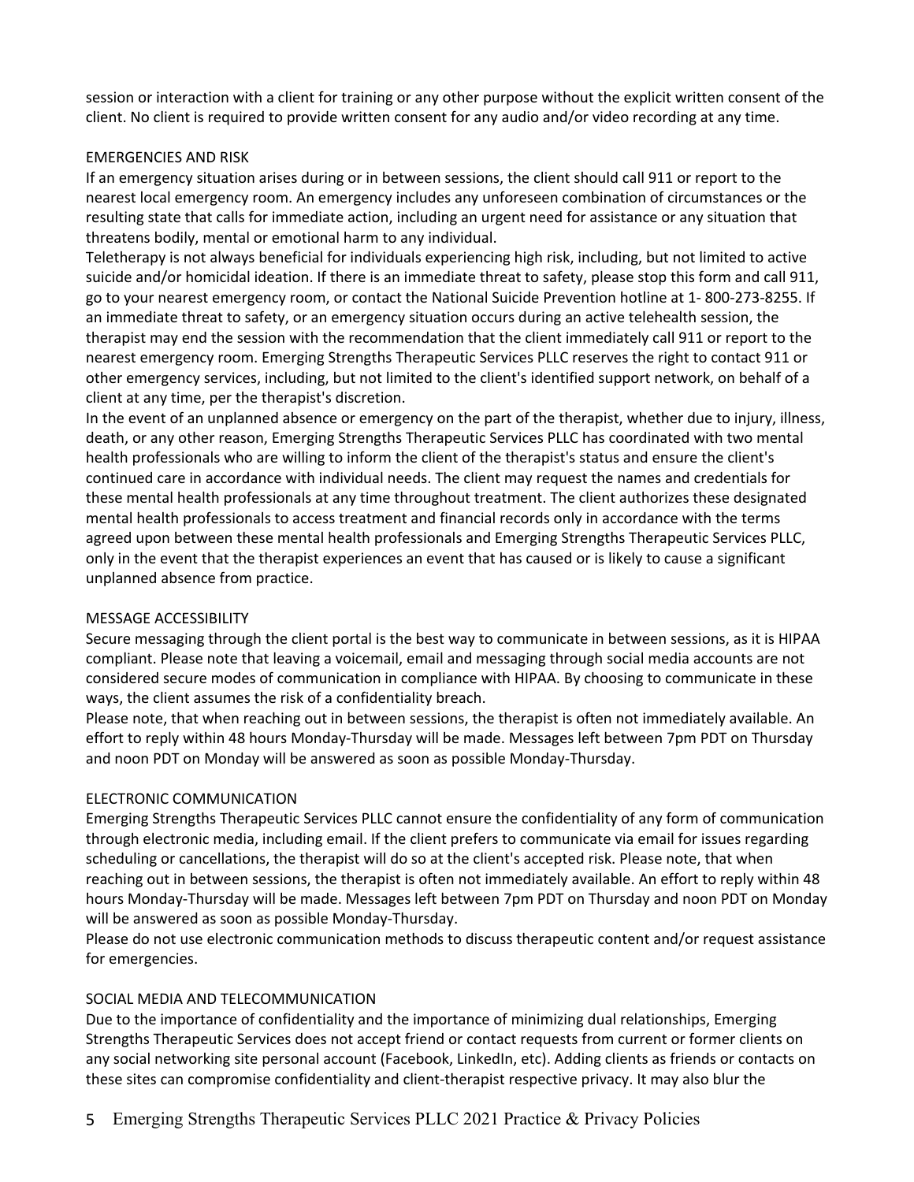session or interaction with a client for training or any other purpose without the explicit written consent of the client. No client is required to provide written consent for any audio and/or video recording at any time.

## EMERGENCIES AND RISK

If an emergency situation arises during or in between sessions, the client should call 911 or report to the nearest local emergency room. An emergency includes any unforeseen combination of circumstances or the resulting state that calls for immediate action, including an urgent need for assistance or any situation that threatens bodily, mental or emotional harm to any individual.

Teletherapy is not always beneficial for individuals experiencing high risk, including, but not limited to active suicide and/or homicidal ideation. If there is an immediate threat to safety, please stop this form and call 911, go to your nearest emergency room, or contact the National Suicide Prevention hotline at 1- 800-273-8255. If an immediate threat to safety, or an emergency situation occurs during an active telehealth session, the therapist may end the session with the recommendation that the client immediately call 911 or report to the nearest emergency room. Emerging Strengths Therapeutic Services PLLC reserves the right to contact 911 or other emergency services, including, but not limited to the client's identified support network, on behalf of a client at any time, per the therapist's discretion.

In the event of an unplanned absence or emergency on the part of the therapist, whether due to injury, illness, death, or any other reason, Emerging Strengths Therapeutic Services PLLC has coordinated with two mental health professionals who are willing to inform the client of the therapist's status and ensure the client's continued care in accordance with individual needs. The client may request the names and credentials for these mental health professionals at any time throughout treatment. The client authorizes these designated mental health professionals to access treatment and financial records only in accordance with the terms agreed upon between these mental health professionals and Emerging Strengths Therapeutic Services PLLC, only in the event that the therapist experiences an event that has caused or is likely to cause a significant unplanned absence from practice.

## MESSAGE ACCESSIBILITY

Secure messaging through the client portal is the best way to communicate in between sessions, as it is HIPAA compliant. Please note that leaving a voicemail, email and messaging through social media accounts are not considered secure modes of communication in compliance with HIPAA. By choosing to communicate in these ways, the client assumes the risk of a confidentiality breach.

Please note, that when reaching out in between sessions, the therapist is often not immediately available. An effort to reply within 48 hours Monday-Thursday will be made. Messages left between 7pm PDT on Thursday and noon PDT on Monday will be answered as soon as possible Monday-Thursday.

## ELECTRONIC COMMUNICATION

Emerging Strengths Therapeutic Services PLLC cannot ensure the confidentiality of any form of communication through electronic media, including email. If the client prefers to communicate via email for issues regarding scheduling or cancellations, the therapist will do so at the client's accepted risk. Please note, that when reaching out in between sessions, the therapist is often not immediately available. An effort to reply within 48 hours Monday-Thursday will be made. Messages left between 7pm PDT on Thursday and noon PDT on Monday will be answered as soon as possible Monday-Thursday.

Please do not use electronic communication methods to discuss therapeutic content and/or request assistance for emergencies.

## SOCIAL MEDIA AND TELECOMMUNICATION

Due to the importance of confidentiality and the importance of minimizing dual relationships, Emerging Strengths Therapeutic Services does not accept friend or contact requests from current or former clients on any social networking site personal account (Facebook, LinkedIn, etc). Adding clients as friends or contacts on these sites can compromise confidentiality and client-therapist respective privacy. It may also blur the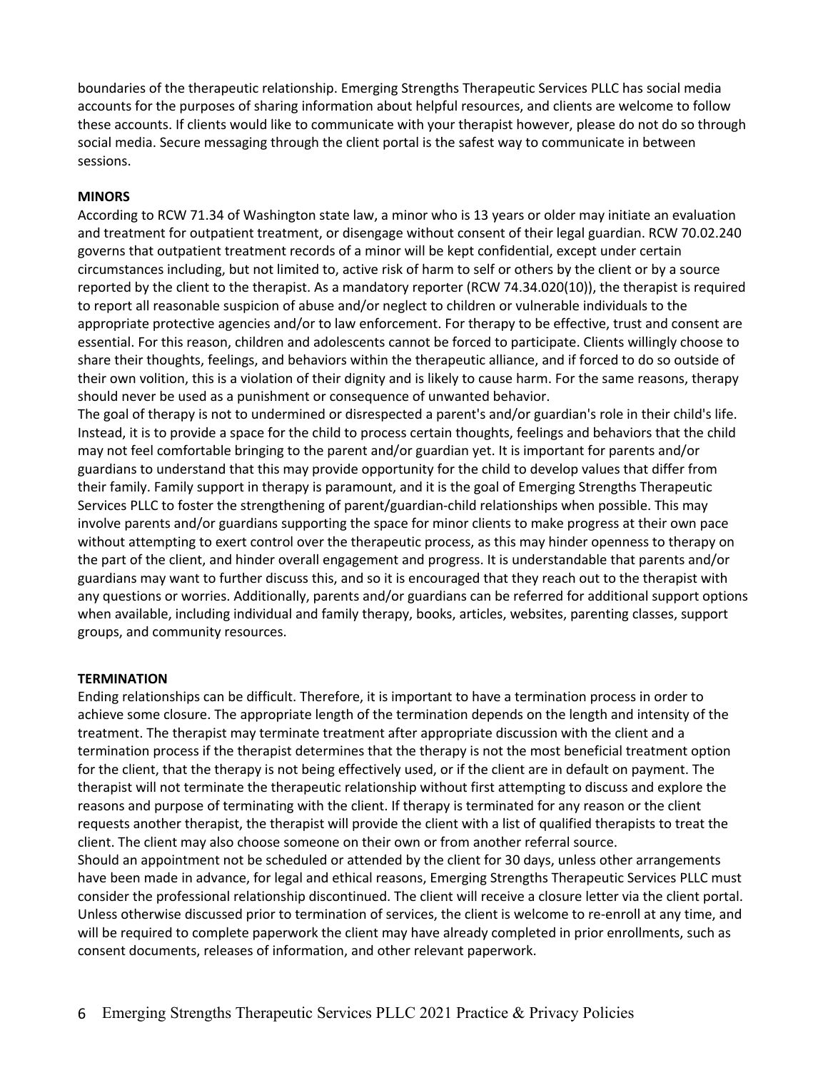boundaries of the therapeutic relationship. Emerging Strengths Therapeutic Services PLLC has social media accounts for the purposes of sharing information about helpful resources, and clients are welcome to follow these accounts. If clients would like to communicate with your therapist however, please do not do so through social media. Secure messaging through the client portal is the safest way to communicate in between sessions.

**MINORS**

According to RCW 71.34 of Washington state law, a minor who is 13 years or older may initiate an evaluation and treatment for outpatient treatment, or disengage without consent of their legal guardian. RCW 70.02.240 governs that outpatient treatment records of a minor will be kept confidential, except under certain circumstances including, but not limited to, active risk of harm to self or others by the client or by a source reported by the client to the therapist. As a mandatory reporter (RCW 74.34.020(10)), the therapist is required to report all reasonable suspicion of abuse and/or neglect to children or vulnerable individuals to the appropriate protective agencies and/or to law enforcement. For therapy to be effective, trust and consent are essential. For this reason, children and adolescents cannot be forced to participate. Clients willingly choose to share their thoughts, feelings, and behaviors within the therapeutic alliance, and if forced to do so outside of their own volition, this is a violation of their dignity and is likely to cause harm. For the same reasons, therapy should never be used as a punishment or consequence of unwanted behavior.

The goal of therapy is not to undermined or disrespected a parent's and/or guardian's role in their child's life. Instead, it is to provide a space for the child to process certain thoughts, feelings and behaviors that the child may not feel comfortable bringing to the parent and/or guardian yet. It is important for parents and/or guardians to understand that this may provide opportunity for the child to develop values that differ from their family. Family support in therapy is paramount, and it is the goal of Emerging Strengths Therapeutic Services PLLC to foster the strengthening of parent/guardian-child relationships when possible. This may involve parents and/or guardians supporting the space for minor clients to make progress at their own pace without attempting to exert control over the therapeutic process, as this may hinder openness to therapy on the part of the client, and hinder overall engagement and progress. It is understandable that parents and/or guardians may want to further discuss this, and so it is encouraged that they reach out to the therapist with any questions or worries. Additionally, parents and/or guardians can be referred for additional support options when available, including individual and family therapy, books, articles, websites, parenting classes, support groups, and community resources.

**TERMINATION**

Ending relationships can be difficult. Therefore, it is important to have a termination process in order to achieve some closure. The appropriate length of the termination depends on the length and intensity of the treatment. The therapist may terminate treatment after appropriate discussion with the client and a termination process if the therapist determines that the therapy is not the most beneficial treatment option for the client, that the therapy is not being effectively used, or if the client are in default on payment. The therapist will not terminate the therapeutic relationship without first attempting to discuss and explore the reasons and purpose of terminating with the client. If therapy is terminated for any reason or the client requests another therapist, the therapist will provide the client with a list of qualified therapists to treat the client. The client may also choose someone on their own or from another referral source.

Should an appointment not be scheduled or attended by the client for 30 days, unless other arrangements have been made in advance, for legal and ethical reasons, Emerging Strengths Therapeutic Services PLLC must consider the professional relationship discontinued. The client will receive a closure letter via the client portal. Unless otherwise discussed prior to termination of services, the client is welcome to re-enroll at any time, and will be required to complete paperwork the client may have already completed in prior enrollments, such as consent documents, releases of information, and other relevant paperwork.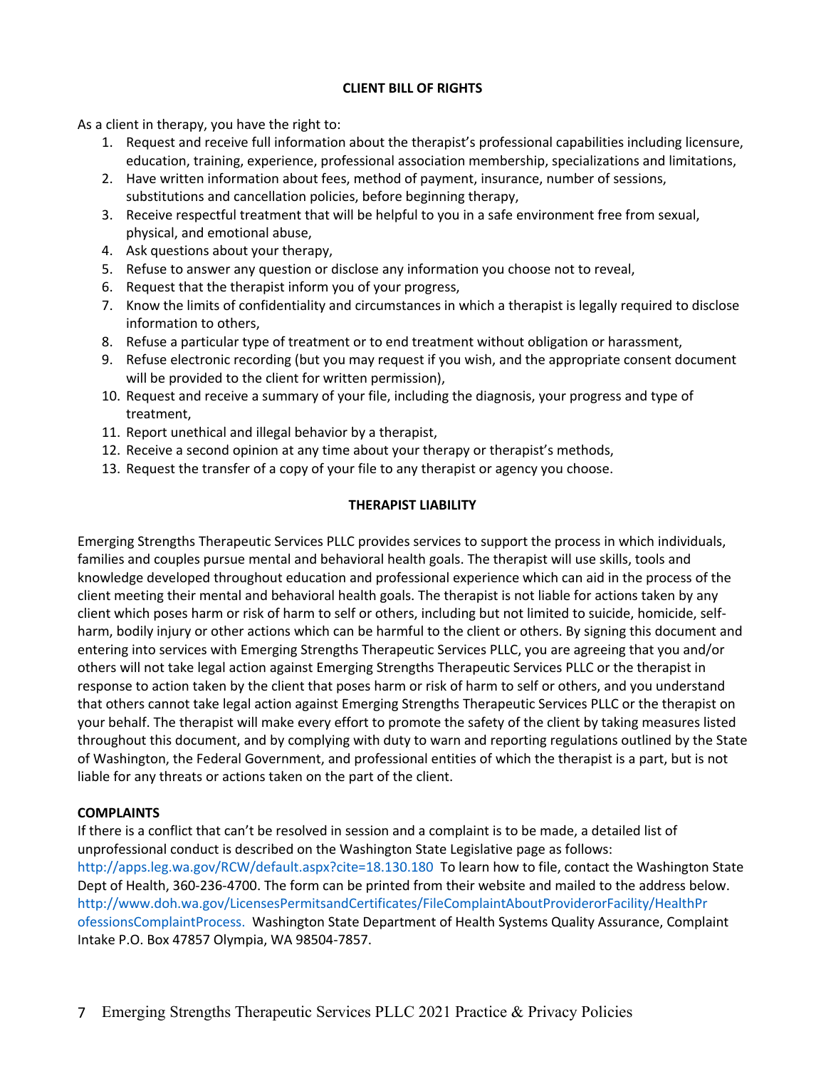## CLIENT BILL OF RIGHTS

As a client in therapy, you have the right to:

1. Request and receive full information about the therapist's professional capabilities including licensure, education, training, experience, professional association membership, specializations and limitations,
2. Have written information about fees, method of payment, insurance, number of sessions, substitutions and cancellation policies, before beginning therapy,
3. Receive respectful treatment that will be helpful to you in a safe environment free from sexual, physical, and emotional abuse,
4. Ask questions about your therapy,
5. Refuse to answer any question or disclose any information you choose not to reveal,
6. Request that the therapist inform you of your progress,
7. Know the limits of confidentiality and circumstances in which a therapist is legally required to disclose information to others,
8. Refuse a particular type of treatment or to end treatment without obligation or harassment,
9. Refuse electronic recording (but you may request if you wish, and the appropriate consent document will be provided to the client for written permission),
10. Request and receive a summary of your file, including the diagnosis, your progress and type of treatment,
11. Report unethical and illegal behavior by a therapist,
12. Receive a second opinion at any time about your therapy or therapist's methods,
13. Request the transfer of a copy of your file to any therapist or agency you choose.

## THERAPIST LIABILITY

Emerging Strengths Therapeutic Services PLLC provides services to support the process in which individuals, families and couples pursue mental and behavioral health goals. The therapist will use skills, tools and knowledge developed throughout education and professional experience which can aid in the process of the client meeting their mental and behavioral health goals. The therapist is not liable for actions taken by any client which poses harm or risk of harm to self or others, including but not limited to suicide, homicide, self-harm, bodily injury or other actions which can be harmful to the client or others. By signing this document and entering into services with Emerging Strengths Therapeutic Services PLLC, you are agreeing that you and/or others will not take legal action against Emerging Strengths Therapeutic Services PLLC or the therapist in response to action taken by the client that poses harm or risk of harm to self or others, and you understand that others cannot take legal action against Emerging Strengths Therapeutic Services PLLC or the therapist on your behalf. The therapist will make every effort to promote the safety of the client by taking measures listed throughout this document, and by complying with duty to warn and reporting regulations outlined by the State of Washington, the Federal Government, and professional entities of which the therapist is a part, but is not liable for any threats or actions taken on the part of the client.

**COMPLAINTS**

If there is a conflict that can't be resolved in session and a complaint is to be made, a detailed list of unprofessional conduct is described on the Washington State Legislative page as follows: http://apps.leg.wa.gov/RCW/default.aspx?cite=18.130.180 To learn how to file, contact the Washington State Dept of Health, 360-236-4700. The form can be printed from their website and mailed to the address below. http://www.doh.wa.gov/LicensesPermitsandCertificates/FileComplaintAboutProviderorFacility/HealthProfessionsComplaintProcess. Washington State Department of Health Systems Quality Assurance, Complaint Intake P.O. Box 47857 Olympia, WA 98504-7857.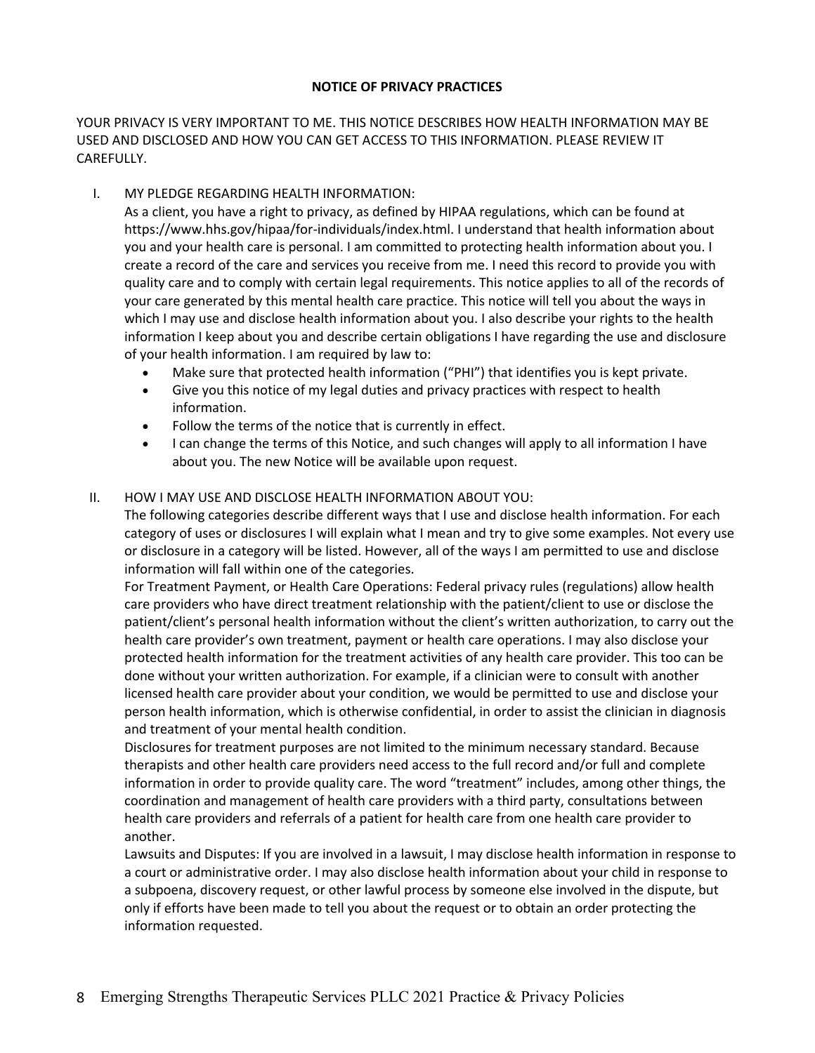## NOTICE OF PRIVACY PRACTICES

YOUR PRIVACY IS VERY IMPORTANT TO ME. THIS NOTICE DESCRIBES HOW HEALTH INFORMATION MAY BE USED AND DISCLOSED AND HOW YOU CAN GET ACCESS TO THIS INFORMATION. PLEASE REVIEW IT CAREFULLY.

I. MY PLEDGE REGARDING HEALTH INFORMATION:

As a client, you have a right to privacy, as defined by HIPAA regulations, which can be found at https://www.hhs.gov/hipaa/for-individuals/index.html. I understand that health information about you and your health care is personal. I am committed to protecting health information about you. I create a record of the care and services you receive from me. I need this record to provide you with quality care and to comply with certain legal requirements. This notice applies to all of the records of your care generated by this mental health care practice. This notice will tell you about the ways in which I may use and disclose health information about you. I also describe your rights to the health information I keep about you and describe certain obligations I have regarding the use and disclosure of your health information. I am required by law to:

- Make sure that protected health information ("PHI") that identifies you is kept private.
- Give you this notice of my legal duties and privacy practices with respect to health information.
- Follow the terms of the notice that is currently in effect.
- I can change the terms of this Notice, and such changes will apply to all information I have about you. The new Notice will be available upon request.

II. HOW I MAY USE AND DISCLOSE HEALTH INFORMATION ABOUT YOU:

The following categories describe different ways that I use and disclose health information. For each category of uses or disclosures I will explain what I mean and try to give some examples. Not every use or disclosure in a category will be listed. However, all of the ways I am permitted to use and disclose information will fall within one of the categories.

For Treatment Payment, or Health Care Operations: Federal privacy rules (regulations) allow health care providers who have direct treatment relationship with the patient/client to use or disclose the patient/client's personal health information without the client's written authorization, to carry out the health care provider's own treatment, payment or health care operations. I may also disclose your protected health information for the treatment activities of any health care provider. This too can be done without your written authorization. For example, if a clinician were to consult with another licensed health care provider about your condition, we would be permitted to use and disclose your person health information, which is otherwise confidential, in order to assist the clinician in diagnosis and treatment of your mental health condition.

Disclosures for treatment purposes are not limited to the minimum necessary standard. Because therapists and other health care providers need access to the full record and/or full and complete information in order to provide quality care. The word "treatment" includes, among other things, the coordination and management of health care providers with a third party, consultations between health care providers and referrals of a patient for health care from one health care provider to another.

Lawsuits and Disputes: If you are involved in a lawsuit, I may disclose health information in response to a court or administrative order. I may also disclose health information about your child in response to a subpoena, discovery request, or other lawful process by someone else involved in the dispute, but only if efforts have been made to tell you about the request or to obtain an order protecting the information requested.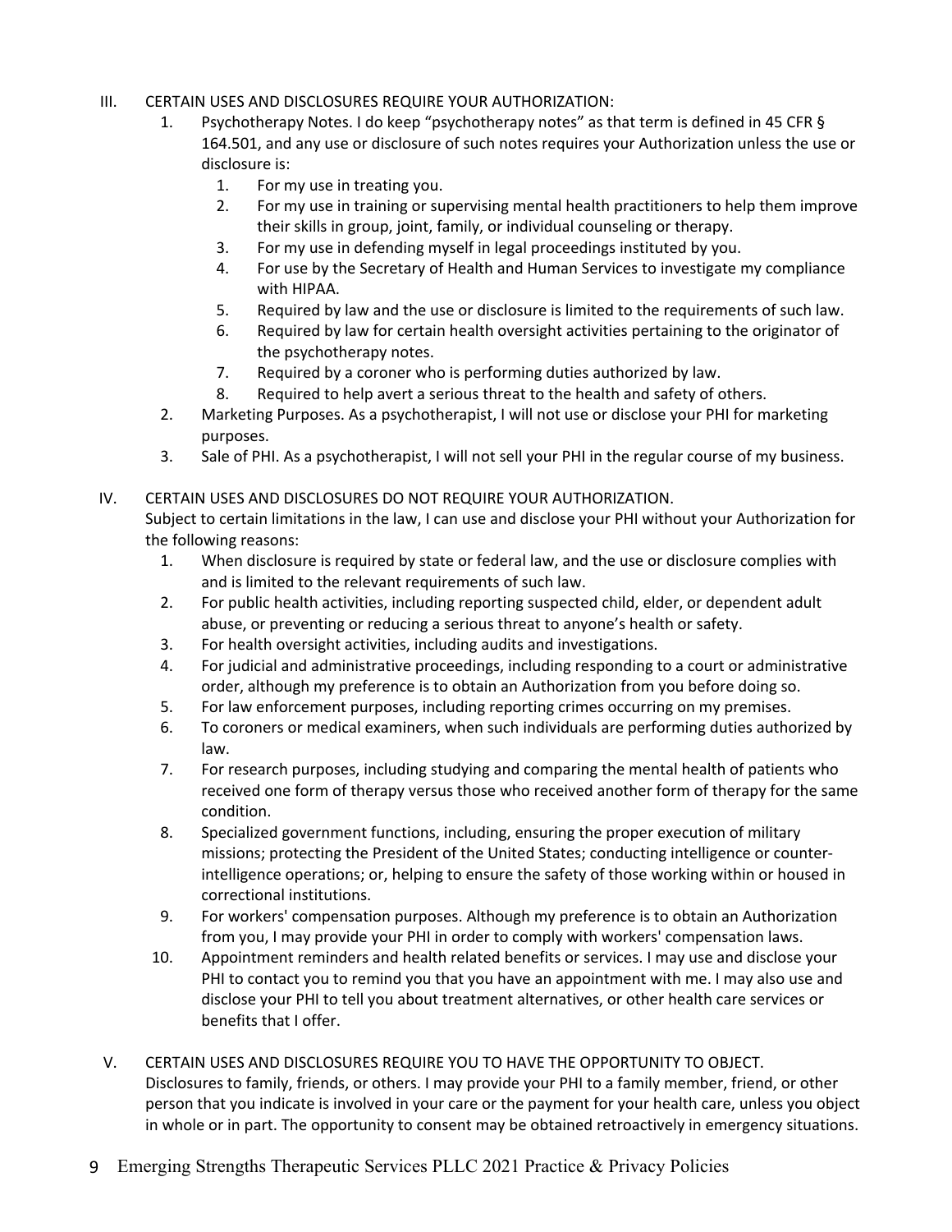III. CERTAIN USES AND DISCLOSURES REQUIRE YOUR AUTHORIZATION:

1. Psychotherapy Notes. I do keep "psychotherapy notes" as that term is defined in 45 CFR § 164.501, and any use or disclosure of such notes requires your Authorization unless the use or disclosure is:
   1. For my use in treating you.
   2. For my use in training or supervising mental health practitioners to help them improve their skills in group, joint, family, or individual counseling or therapy.
   3. For my use in defending myself in legal proceedings instituted by you.
   4. For use by the Secretary of Health and Human Services to investigate my compliance with HIPAA.
   5. Required by law and the use or disclosure is limited to the requirements of such law.
   6. Required by law for certain health oversight activities pertaining to the originator of the psychotherapy notes.
   7. Required by a coroner who is performing duties authorized by law.
   8. Required to help avert a serious threat to the health and safety of others.
2. Marketing Purposes. As a psychotherapist, I will not use or disclose your PHI for marketing purposes.
3. Sale of PHI. As a psychotherapist, I will not sell your PHI in the regular course of my business.

IV. CERTAIN USES AND DISCLOSURES DO NOT REQUIRE YOUR AUTHORIZATION.

Subject to certain limitations in the law, I can use and disclose your PHI without your Authorization for the following reasons:

1. When disclosure is required by state or federal law, and the use or disclosure complies with and is limited to the relevant requirements of such law.
2. For public health activities, including reporting suspected child, elder, or dependent adult abuse, or preventing or reducing a serious threat to anyone's health or safety.
3. For health oversight activities, including audits and investigations.
4. For judicial and administrative proceedings, including responding to a court or administrative order, although my preference is to obtain an Authorization from you before doing so.
5. For law enforcement purposes, including reporting crimes occurring on my premises.
6. To coroners or medical examiners, when such individuals are performing duties authorized by law.
7. For research purposes, including studying and comparing the mental health of patients who received one form of therapy versus those who received another form of therapy for the same condition.
8. Specialized government functions, including, ensuring the proper execution of military missions; protecting the President of the United States; conducting intelligence or counter-intelligence operations; or, helping to ensure the safety of those working within or housed in correctional institutions.
9. For workers' compensation purposes. Although my preference is to obtain an Authorization from you, I may provide your PHI in order to comply with workers' compensation laws.
10. Appointment reminders and health related benefits or services. I may use and disclose your PHI to contact you to remind you that you have an appointment with me. I may also use and disclose your PHI to tell you about treatment alternatives, or other health care services or benefits that I offer.

V. CERTAIN USES AND DISCLOSURES REQUIRE YOU TO HAVE THE OPPORTUNITY TO OBJECT.

Disclosures to family, friends, or others. I may provide your PHI to a family member, friend, or other person that you indicate is involved in your care or the payment for your health care, unless you object in whole or in part. The opportunity to consent may be obtained retroactively in emergency situations.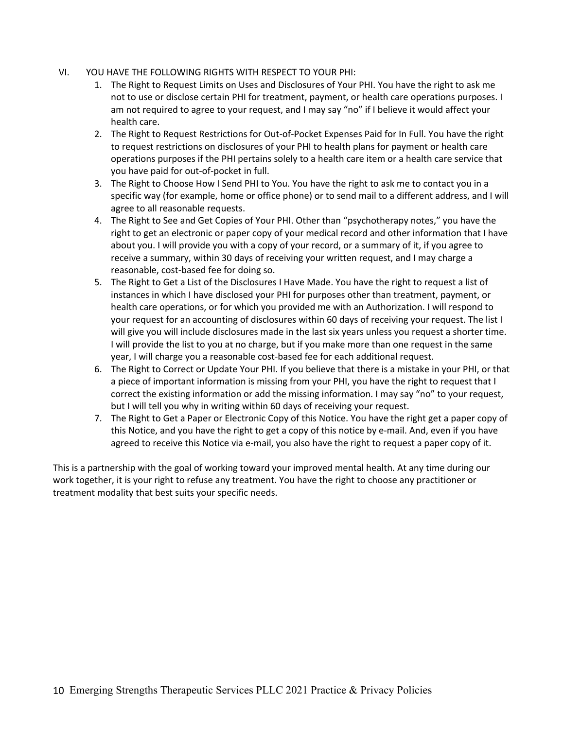VI. YOU HAVE THE FOLLOWING RIGHTS WITH RESPECT TO YOUR PHI:

1. The Right to Request Limits on Uses and Disclosures of Your PHI. You have the right to ask me not to use or disclose certain PHI for treatment, payment, or health care operations purposes. I am not required to agree to your request, and I may say "no" if I believe it would affect your health care.
2. The Right to Request Restrictions for Out-of-Pocket Expenses Paid for In Full. You have the right to request restrictions on disclosures of your PHI to health plans for payment or health care operations purposes if the PHI pertains solely to a health care item or a health care service that you have paid for out-of-pocket in full.
3. The Right to Choose How I Send PHI to You. You have the right to ask me to contact you in a specific way (for example, home or office phone) or to send mail to a different address, and I will agree to all reasonable requests.
4. The Right to See and Get Copies of Your PHI. Other than "psychotherapy notes," you have the right to get an electronic or paper copy of your medical record and other information that I have about you. I will provide you with a copy of your record, or a summary of it, if you agree to receive a summary, within 30 days of receiving your written request, and I may charge a reasonable, cost-based fee for doing so.
5. The Right to Get a List of the Disclosures I Have Made. You have the right to request a list of instances in which I have disclosed your PHI for purposes other than treatment, payment, or health care operations, or for which you provided me with an Authorization. I will respond to your request for an accounting of disclosures within 60 days of receiving your request. The list I will give you will include disclosures made in the last six years unless you request a shorter time. I will provide the list to you at no charge, but if you make more than one request in the same year, I will charge you a reasonable cost-based fee for each additional request.
6. The Right to Correct or Update Your PHI. If you believe that there is a mistake in your PHI, or that a piece of important information is missing from your PHI, you have the right to request that I correct the existing information or add the missing information. I may say "no" to your request, but I will tell you why in writing within 60 days of receiving your request.
7. The Right to Get a Paper or Electronic Copy of this Notice. You have the right get a paper copy of this Notice, and you have the right to get a copy of this notice by e-mail. And, even if you have agreed to receive this Notice via e-mail, you also have the right to request a paper copy of it.

This is a partnership with the goal of working toward your improved mental health. At any time during our work together, it is your right to refuse any treatment. You have the right to choose any practitioner or treatment modality that best suits your specific needs.